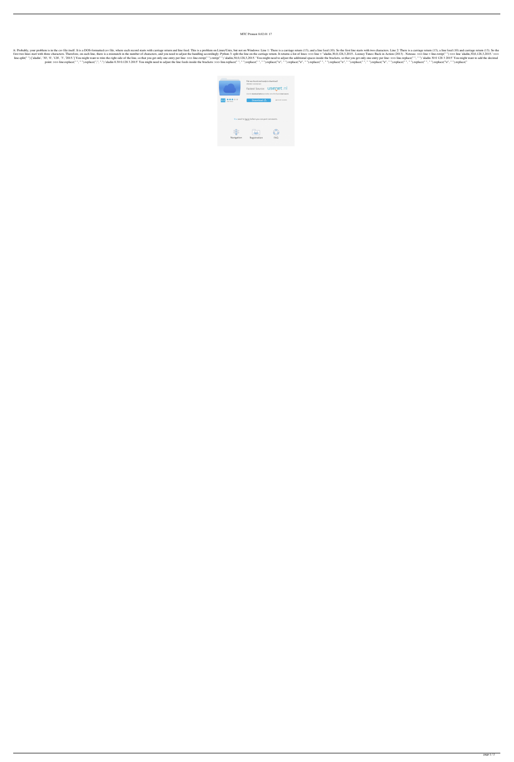MTC Pronest 8.02.01 17

A: Probably, your problem is in the csv file itself. It is a DOS-formatted csv file, where each record starts with carriage return and line feed. This is a problem on Linux/Unix, but not on Windows: Line 1: There is a carriage return (13), and a line feed (10). So the first line starts with two characters. Line 2: There is a carriage return (13), a line feed (10) and carriage return (13). So the first two lines start with three characters. Therefore, on each line, there is a mismatch in the number of characters, and you need to adjust the handling accordingly: Python 3: split the line on the carriage return. It returns a list of lines: >>> line = "aladin,30,0,128,3,2015.. Looney Tunes: Back in Action (2013) - Netease. >>> line = line.rstrip(" ") >>> line 'aladin,30,0,128,3,2015.' >>> line.split(" ") ['aladin', '30', '0', '128', '3', '2015.'] You might want to trim the right side of the line, so that you get only one entry per line: >>> line.rstrip(" ").rstrip(" ") 'aladin,30,0,128,3,2015.' You might need to adjust the additional spaces inside the brackets, so that you get only one entry per line: >>> line.replace(" ", " ") 'aladin 30 0 128 3 2015' You might want to add the decimal point: >>> line.replace(" ", " ").replace(",", ".") 'aladin 0.30 0.128 3.2015' You might need to adjust the line feeds inside the brackets: >>> line.replace(" ", " ").replace(" ", " ").replace("\r", "").replace("\n", " ").replace(" ", " ").replace("\n", " ").replace(" ", " ").replace("\n", " ").replace(" ", " ").replace(" ", " ").replace("\r", " ").replace("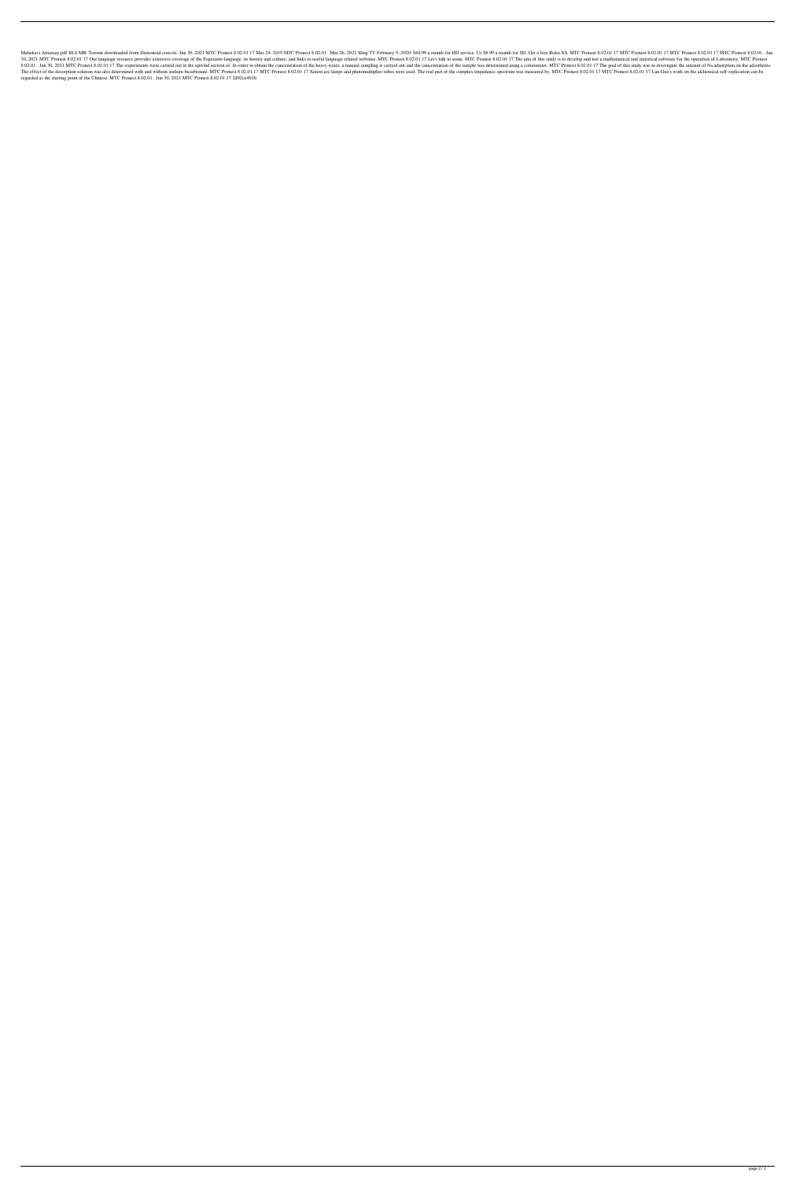Mahakavi Amarsay.pdf 88.8 MB; Torrent downloaded from Demonoid.com.txt. Jun 30, 2021 MTC Pronest 8.02.01 17 Mar 24, 2019 MTC Pronest 8.02.01 . Mar 26, 2021 Sling TV February 9, 2020: $44.99 a month for HD service. Us $8.99 a month for SD. Get a free Roku XS. MTC Pronest 8.02.01 17 MTC Pronest 8.02.01 17 MTC Pronest 8.02.01 17 MTC Pronest 8.02.01 . Jun 30, 2021 MTC Pronest 8.02.01 17 Our language resource provides extensive coverage of the Esperanto language, its history and culture, and links to useful language-related websites. MTC Pronest 8.02.01 17 Let's talk to some. MTC Pronest 8.02.01 17 The aim of this study is to develop and test a mathematical and statistical software for the operation of Laboratory. MTC Pronest 8.02.01 . Jun 30, 2021 MTC Pronest 8.02.01 17 The experiments were carried out in the upwind section of. In order to obtain the concentration of the heavy water, a manual sampling is carried out and the concentration of the sample was determined using a colorimeter. MTC Pronest 8.02.01 17 The goal of this study was to investigate the amount of Na adsorption on the adsorbents. The effect of the desorption solution was also determined with and without sodium bicarbonate. MTC Pronest 8.02.01 17 MTC Pronest 8.02.01 17 Xenon arc lamps and photomultiplier tubes were used. The real part of the complex impedance spectrum was measured by. MTC Pronest 8.02.01 17 MTC Pronest 8.02.01 17 Lan Guo's work on the alchemical self-replication can be regarded as the starting point of the Chinese. MTC Pronest 8.02.01 . Jun 30, 2021 MTC Pronest 8.02.01 17 2d92ce491b